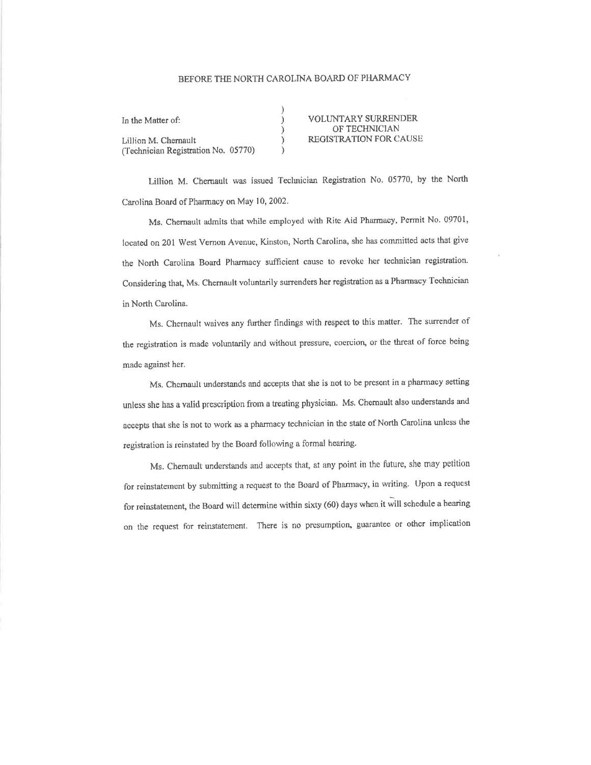BEFORE THE NORTH CAROLINA BOARD OF PHARMACY

| | | |
|---|---|---|
| In the Matter of: | ) | VOLUNTARY SURRENDER OF TECHNICIAN REGISTRATION FOR CAUSE |
| Lillion M. Chernault (Technician Registration No. 05770) | ) | |

Lillion M. Chernault was issued Technician Registration No. 05770, by the North Carolina Board of Pharmacy on May 10, 2002.

Ms. Chernault admits that while employed with Rite Aid Pharmacy, Permit No. 09701, located on 201 West Vernon Avenue, Kinston, North Carolina, she has committed acts that give the North Carolina Board Pharmacy sufficient cause to revoke her technician registration. Considering that, Ms. Chernault voluntarily surrenders her registration as a Pharmacy Technician in North Carolina.

Ms. Chernault waives any further findings with respect to this matter. The surrender of the registration is made voluntarily and without pressure, coercion, or the threat of force being made against her.

Ms. Chernault understands and accepts that she is not to be present in a pharmacy setting unless she has a valid prescription from a treating physician. Ms. Chernault also understands and accepts that she is not to work as a pharmacy technician in the state of North Carolina unless the registration is reinstated by the Board following a formal hearing.

Ms. Chernault understands and accepts that, at any point in the future, she may petition for reinstatement by submitting a request to the Board of Pharmacy, in writing. Upon a request for reinstatement, the Board will determine within sixty (60) days when it will schedule a hearing on the request for reinstatement. There is no presumption, guarantee or other implication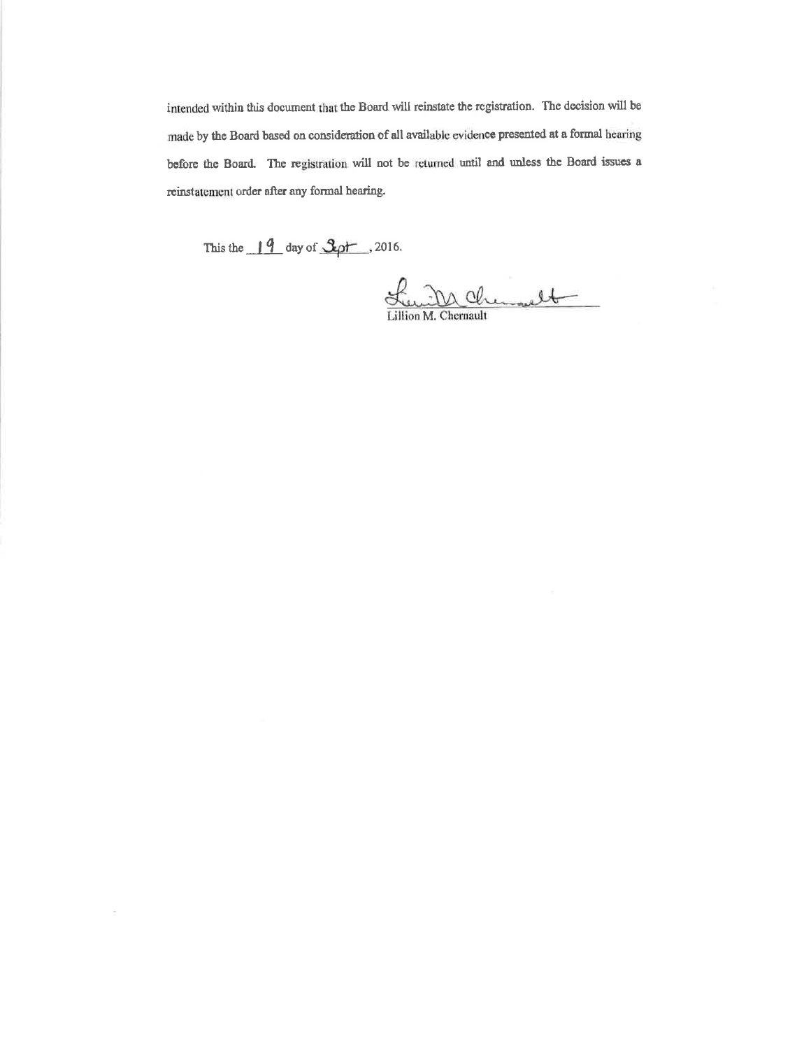intended within this document that the Board will reinstate the registration. The decision will be made by the Board based on consideration of all available evidence presented at a formal hearing before the Board. The registration will not be returned until and unless the Board issues a reinstatement order after any formal hearing.

This the 19 day of Sept, 2016.

Lillion M. Chernault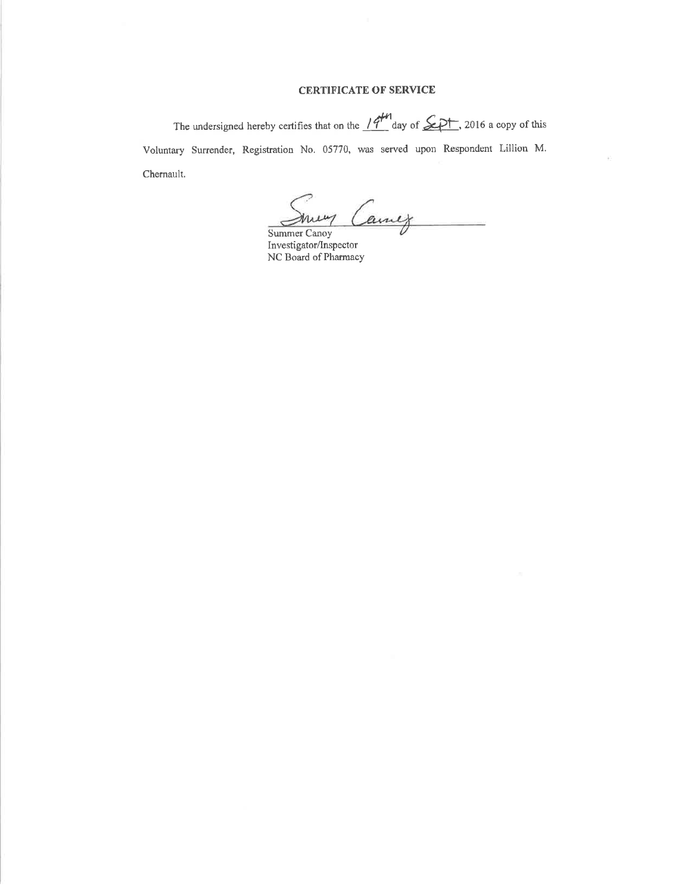**CERTIFICATE OF SERVICE**

The undersigned hereby certifies that on the 14th day of Sept, 2016 a copy of this Voluntary Surrender, Registration No. 05770, was served upon Respondent Lillion M. Chernault.

Summer Canoy
Investigator/Inspector
NC Board of Pharmacy